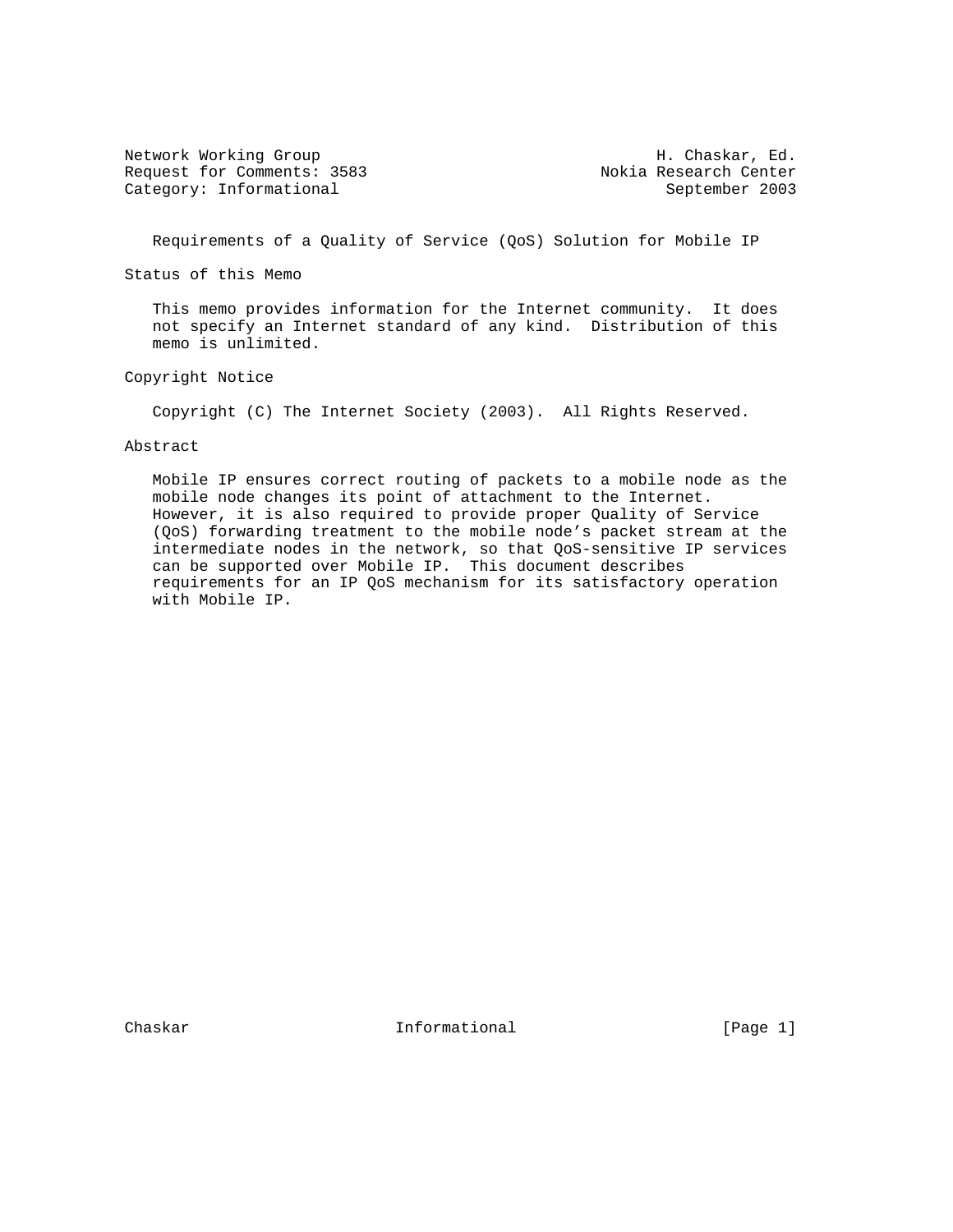Network Working Group H. Chaskar, Ed.
Request for Comments: 3583 Nokia Research Center
Category: Informational September 2003

# Requirements of a Quality of Service (QoS) Solution for Mobile IP

## Status of this Memo

This memo provides information for the Internet community. It does not specify an Internet standard of any kind. Distribution of this memo is unlimited.

## Copyright Notice

Copyright (C) The Internet Society (2003). All Rights Reserved.

## Abstract

Mobile IP ensures correct routing of packets to a mobile node as the mobile node changes its point of attachment to the Internet. However, it is also required to provide proper Quality of Service (QoS) forwarding treatment to the mobile node's packet stream at the intermediate nodes in the network, so that QoS-sensitive IP services can be supported over Mobile IP. This document describes requirements for an IP QoS mechanism for its satisfactory operation with Mobile IP.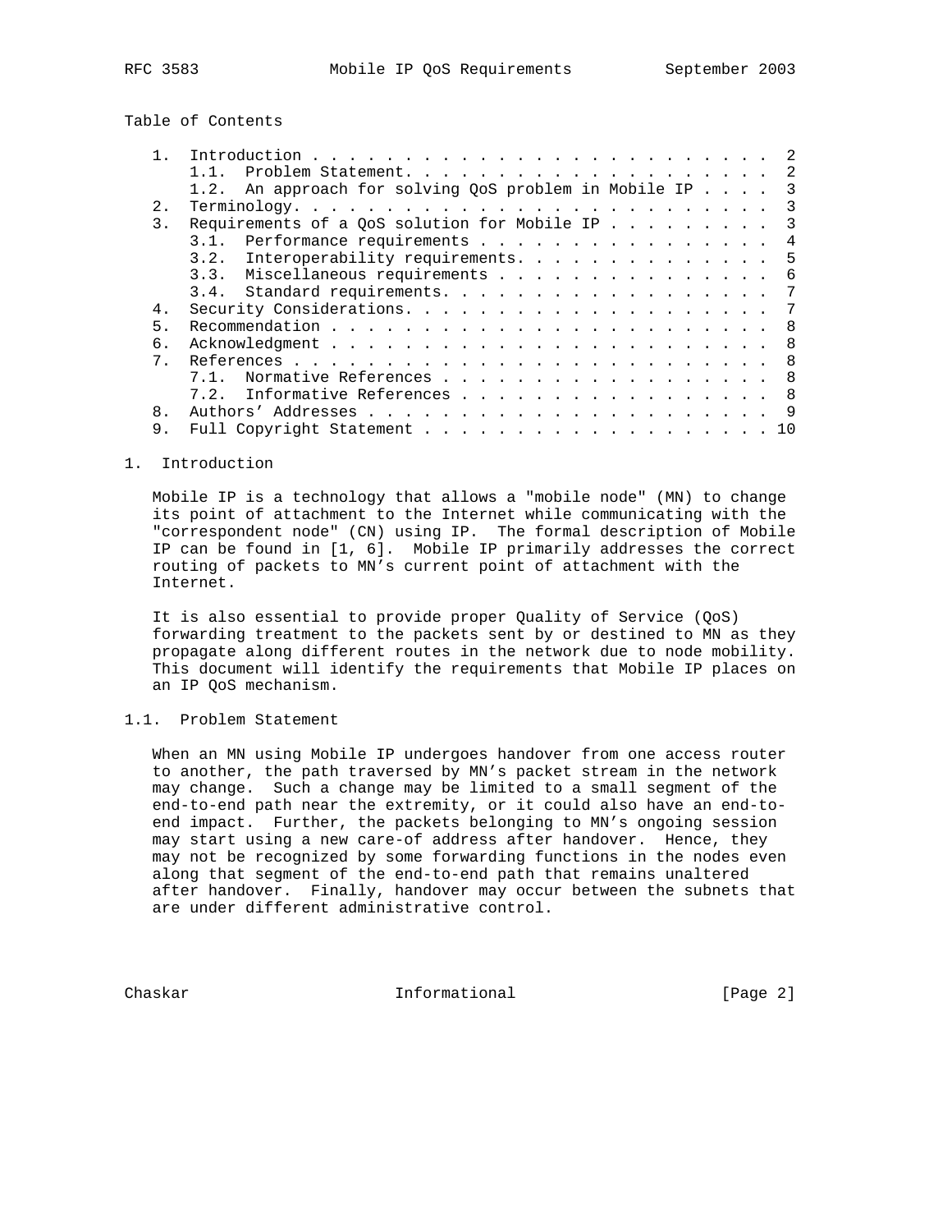Table of Contents

```
1.  Introduction . . . . . . . . . . . . . . . . . . . . . . . . . 2
    1.1.  Problem Statement. . . . . . . . . . . . . . . . . . . . 2
    1.2.  An approach for solving QoS problem in Mobile IP . . . . 3
2.  Terminology. . . . . . . . . . . . . . . . . . . . . . . . . . 3
3.  Requirements of a QoS solution for Mobile IP . . . . . . . . . 3
    3.1.  Performance requirements . . . . . . . . . . . . . . . . 4
    3.2.  Interoperability requirements. . . . . . . . . . . . . . 5
    3.3.  Miscellaneous requirements . . . . . . . . . . . . . . . 6
    3.4.  Standard requirements. . . . . . . . . . . . . . . . . . 7
4.  Security Considerations. . . . . . . . . . . . . . . . . . . . 7
5.  Recommendation . . . . . . . . . . . . . . . . . . . . . . . . 8
6.  Acknowledgment . . . . . . . . . . . . . . . . . . . . . . . . 8
7.  References . . . . . . . . . . . . . . . . . . . . . . . . . . 8
    7.1.  Normative References . . . . . . . . . . . . . . . . . . 8
    7.2.  Informative References . . . . . . . . . . . . . . . . . 8
8.  Authors' Addresses . . . . . . . . . . . . . . . . . . . . . . 9
9.  Full Copyright Statement . . . . . . . . . . . . . . . . . . . 10
```

## 1. Introduction

Mobile IP is a technology that allows a "mobile node" (MN) to change its point of attachment to the Internet while communicating with the "correspondent node" (CN) using IP. The formal description of Mobile IP can be found in [1, 6]. Mobile IP primarily addresses the correct routing of packets to MN's current point of attachment with the Internet.

It is also essential to provide proper Quality of Service (QoS) forwarding treatment to the packets sent by or destined to MN as they propagate along different routes in the network due to node mobility. This document will identify the requirements that Mobile IP places on an IP QoS mechanism.

### 1.1. Problem Statement

When an MN using Mobile IP undergoes handover from one access router to another, the path traversed by MN's packet stream in the network may change. Such a change may be limited to a small segment of the end-to-end path near the extremity, or it could also have an end-to-end impact. Further, the packets belonging to MN's ongoing session may start using a new care-of address after handover. Hence, they may not be recognized by some forwarding functions in the nodes even along that segment of the end-to-end path that remains unaltered after handover. Finally, handover may occur between the subnets that are under different administrative control.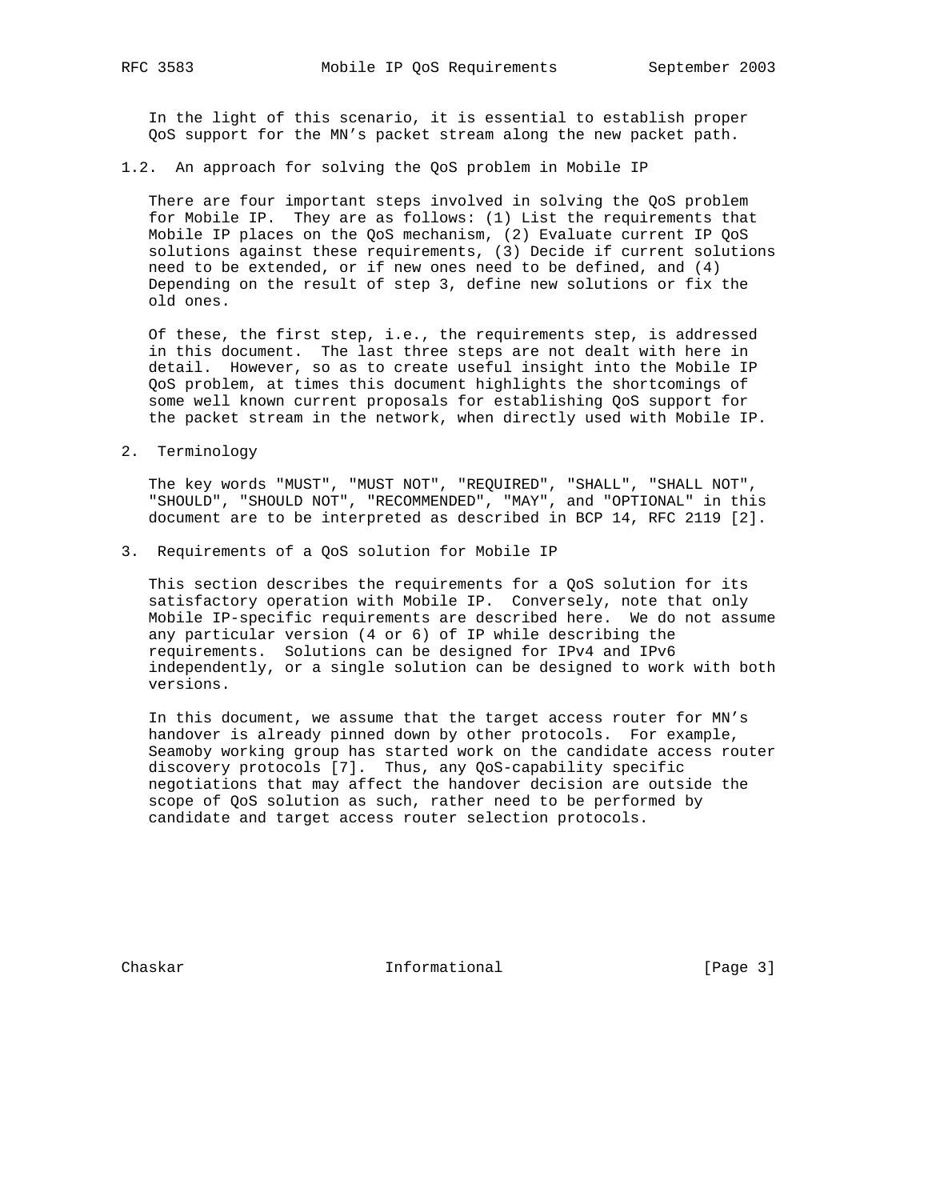In the light of this scenario, it is essential to establish proper QoS support for the MN's packet stream along the new packet path.

## 1.2. An approach for solving the QoS problem in Mobile IP

There are four important steps involved in solving the QoS problem for Mobile IP. They are as follows: (1) List the requirements that Mobile IP places on the QoS mechanism, (2) Evaluate current IP QoS solutions against these requirements, (3) Decide if current solutions need to be extended, or if new ones need to be defined, and (4) Depending on the result of step 3, define new solutions or fix the old ones.

Of these, the first step, i.e., the requirements step, is addressed in this document. The last three steps are not dealt with here in detail. However, so as to create useful insight into the Mobile IP QoS problem, at times this document highlights the shortcomings of some well known current proposals for establishing QoS support for the packet stream in the network, when directly used with Mobile IP.

# 2. Terminology

The key words "MUST", "MUST NOT", "REQUIRED", "SHALL", "SHALL NOT", "SHOULD", "SHOULD NOT", "RECOMMENDED", "MAY", and "OPTIONAL" in this document are to be interpreted as described in BCP 14, RFC 2119 [2].

# 3. Requirements of a QoS solution for Mobile IP

This section describes the requirements for a QoS solution for its satisfactory operation with Mobile IP. Conversely, note that only Mobile IP-specific requirements are described here. We do not assume any particular version (4 or 6) of IP while describing the requirements. Solutions can be designed for IPv4 and IPv6 independently, or a single solution can be designed to work with both versions.

In this document, we assume that the target access router for MN's handover is already pinned down by other protocols. For example, Seamoby working group has started work on the candidate access router discovery protocols [7]. Thus, any QoS-capability specific negotiations that may affect the handover decision are outside the scope of QoS solution as such, rather need to be performed by candidate and target access router selection protocols.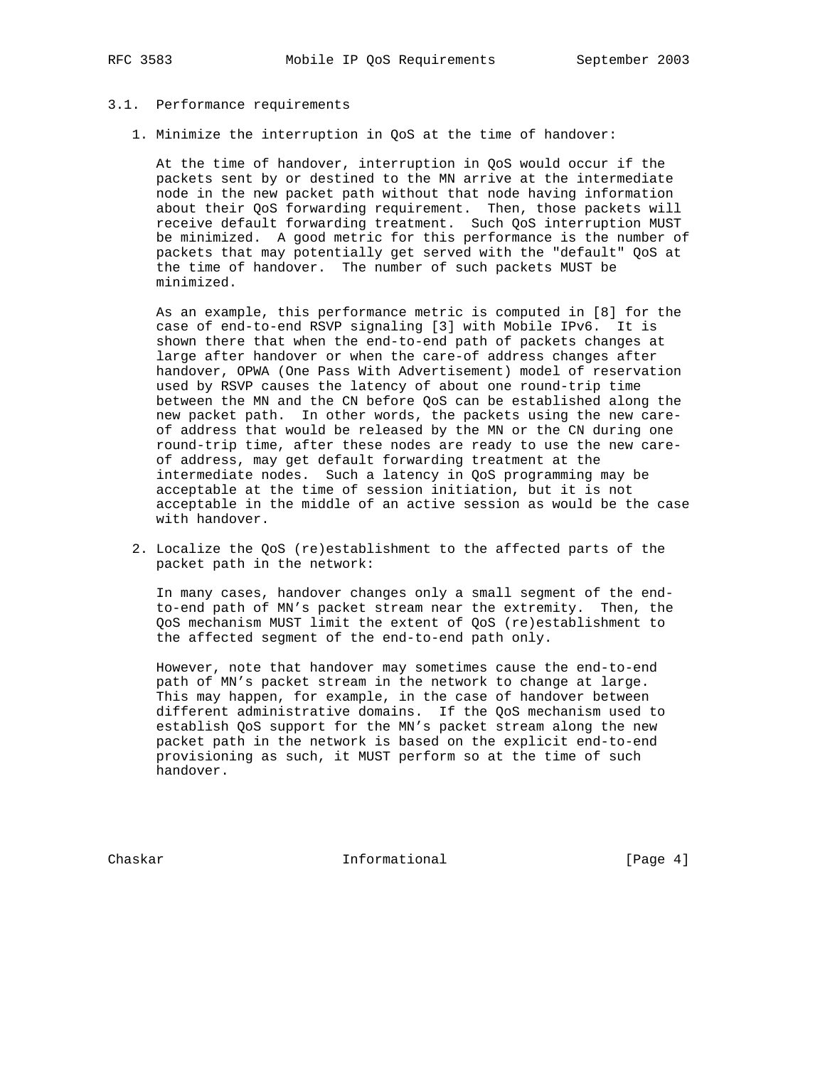### 3.1. Performance requirements

1. Minimize the interruption in QoS at the time of handover:

   At the time of handover, interruption in QoS would occur if the packets sent by or destined to the MN arrive at the intermediate node in the new packet path without that node having information about their QoS forwarding requirement. Then, those packets will receive default forwarding treatment. Such QoS interruption MUST be minimized. A good metric for this performance is the number of packets that may potentially get served with the "default" QoS at the time of handover. The number of such packets MUST be minimized.

   As an example, this performance metric is computed in [8] for the case of end-to-end RSVP signaling [3] with Mobile IPv6. It is shown there that when the end-to-end path of packets changes at large after handover or when the care-of address changes after handover, OPWA (One Pass With Advertisement) model of reservation used by RSVP causes the latency of about one round-trip time between the MN and the CN before QoS can be established along the new packet path. In other words, the packets using the new care-of address that would be released by the MN or the CN during one round-trip time, after these nodes are ready to use the new care-of address, may get default forwarding treatment at the intermediate nodes. Such a latency in QoS programming may be acceptable at the time of session initiation, but it is not acceptable in the middle of an active session as would be the case with handover.

2. Localize the QoS (re)establishment to the affected parts of the packet path in the network:

   In many cases, handover changes only a small segment of the end-to-end path of MN's packet stream near the extremity. Then, the QoS mechanism MUST limit the extent of QoS (re)establishment to the affected segment of the end-to-end path only.

   However, note that handover may sometimes cause the end-to-end path of MN's packet stream in the network to change at large. This may happen, for example, in the case of handover between different administrative domains. If the QoS mechanism used to establish QoS support for the MN's packet stream along the new packet path in the network is based on the explicit end-to-end provisioning as such, it MUST perform so at the time of such handover.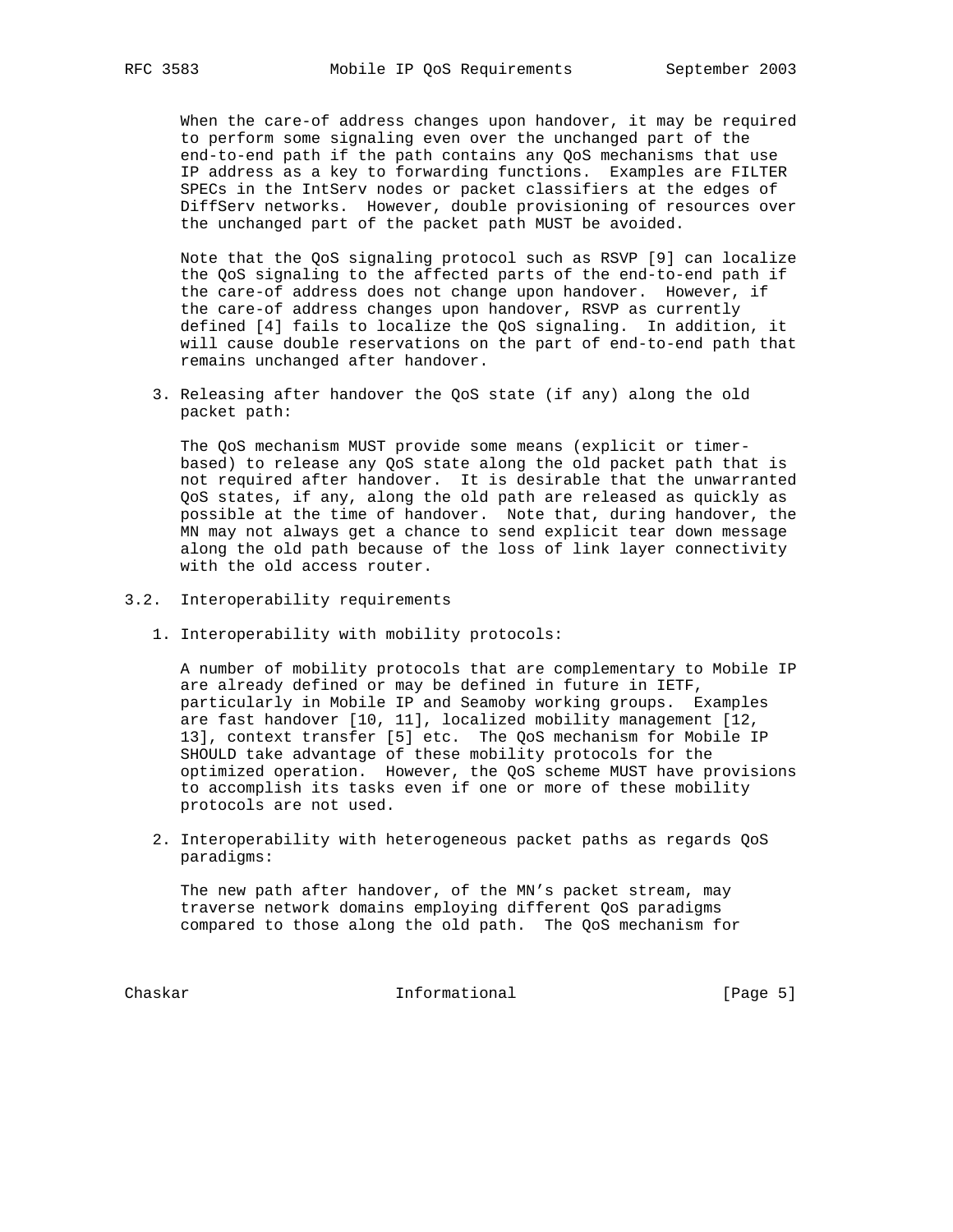When the care-of address changes upon handover, it may be required to perform some signaling even over the unchanged part of the end-to-end path if the path contains any QoS mechanisms that use IP address as a key to forwarding functions. Examples are FILTER SPECs in the IntServ nodes or packet classifiers at the edges of DiffServ networks. However, double provisioning of resources over the unchanged part of the packet path MUST be avoided.

Note that the QoS signaling protocol such as RSVP [9] can localize the QoS signaling to the affected parts of the end-to-end path if the care-of address does not change upon handover. However, if the care-of address changes upon handover, RSVP as currently defined [4] fails to localize the QoS signaling. In addition, it will cause double reservations on the part of end-to-end path that remains unchanged after handover.

3. Releasing after handover the QoS state (if any) along the old packet path:

   The QoS mechanism MUST provide some means (explicit or timer-based) to release any QoS state along the old packet path that is not required after handover. It is desirable that the unwarranted QoS states, if any, along the old path are released as quickly as possible at the time of handover. Note that, during handover, the MN may not always get a chance to send explicit tear down message along the old path because of the loss of link layer connectivity with the old access router.

## 3.2. Interoperability requirements

1. Interoperability with mobility protocols:

   A number of mobility protocols that are complementary to Mobile IP are already defined or may be defined in future in IETF, particularly in Mobile IP and Seamoby working groups. Examples are fast handover [10, 11], localized mobility management [12, 13], context transfer [5] etc. The QoS mechanism for Mobile IP SHOULD take advantage of these mobility protocols for the optimized operation. However, the QoS scheme MUST have provisions to accomplish its tasks even if one or more of these mobility protocols are not used.

2. Interoperability with heterogeneous packet paths as regards QoS paradigms:

   The new path after handover, of the MN's packet stream, may traverse network domains employing different QoS paradigms compared to those along the old path. The QoS mechanism for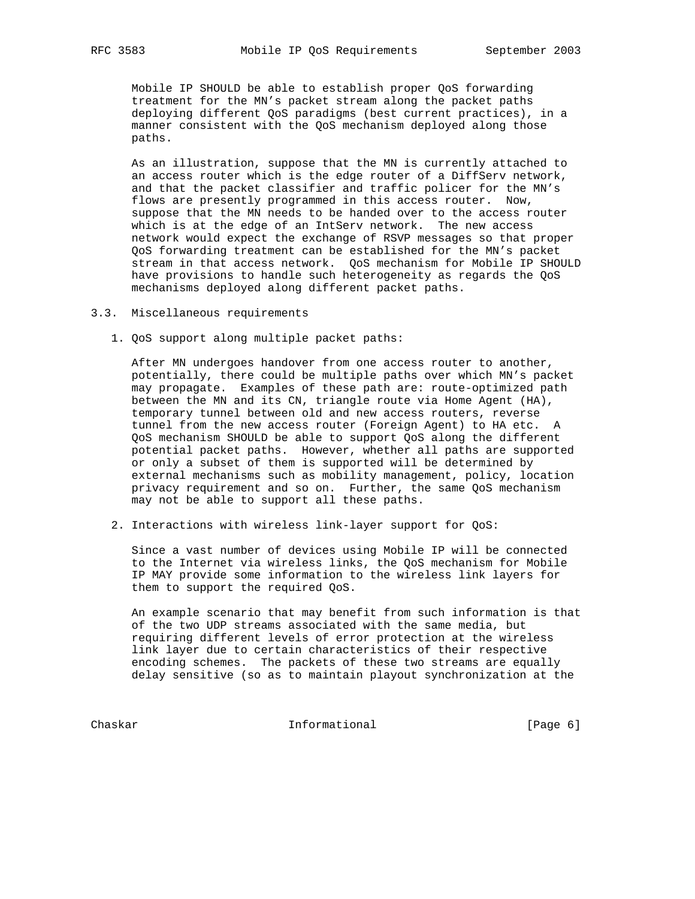Mobile IP SHOULD be able to establish proper QoS forwarding treatment for the MN's packet stream along the packet paths deploying different QoS paradigms (best current practices), in a manner consistent with the QoS mechanism deployed along those paths.

As an illustration, suppose that the MN is currently attached to an access router which is the edge router of a DiffServ network, and that the packet classifier and traffic policer for the MN's flows are presently programmed in this access router. Now, suppose that the MN needs to be handed over to the access router which is at the edge of an IntServ network. The new access network would expect the exchange of RSVP messages so that proper QoS forwarding treatment can be established for the MN's packet stream in that access network. QoS mechanism for Mobile IP SHOULD have provisions to handle such heterogeneity as regards the QoS mechanisms deployed along different packet paths.

### 3.3. Miscellaneous requirements

1. QoS support along multiple packet paths:

   After MN undergoes handover from one access router to another, potentially, there could be multiple paths over which MN's packet may propagate. Examples of these path are: route-optimized path between the MN and its CN, triangle route via Home Agent (HA), temporary tunnel between old and new access routers, reverse tunnel from the new access router (Foreign Agent) to HA etc. A QoS mechanism SHOULD be able to support QoS along the different potential packet paths. However, whether all paths are supported or only a subset of them is supported will be determined by external mechanisms such as mobility management, policy, location privacy requirement and so on. Further, the same QoS mechanism may not be able to support all these paths.

2. Interactions with wireless link-layer support for QoS:

   Since a vast number of devices using Mobile IP will be connected to the Internet via wireless links, the QoS mechanism for Mobile IP MAY provide some information to the wireless link layers for them to support the required QoS.

   An example scenario that may benefit from such information is that of the two UDP streams associated with the same media, but requiring different levels of error protection at the wireless link layer due to certain characteristics of their respective encoding schemes. The packets of these two streams are equally delay sensitive (so as to maintain playout synchronization at the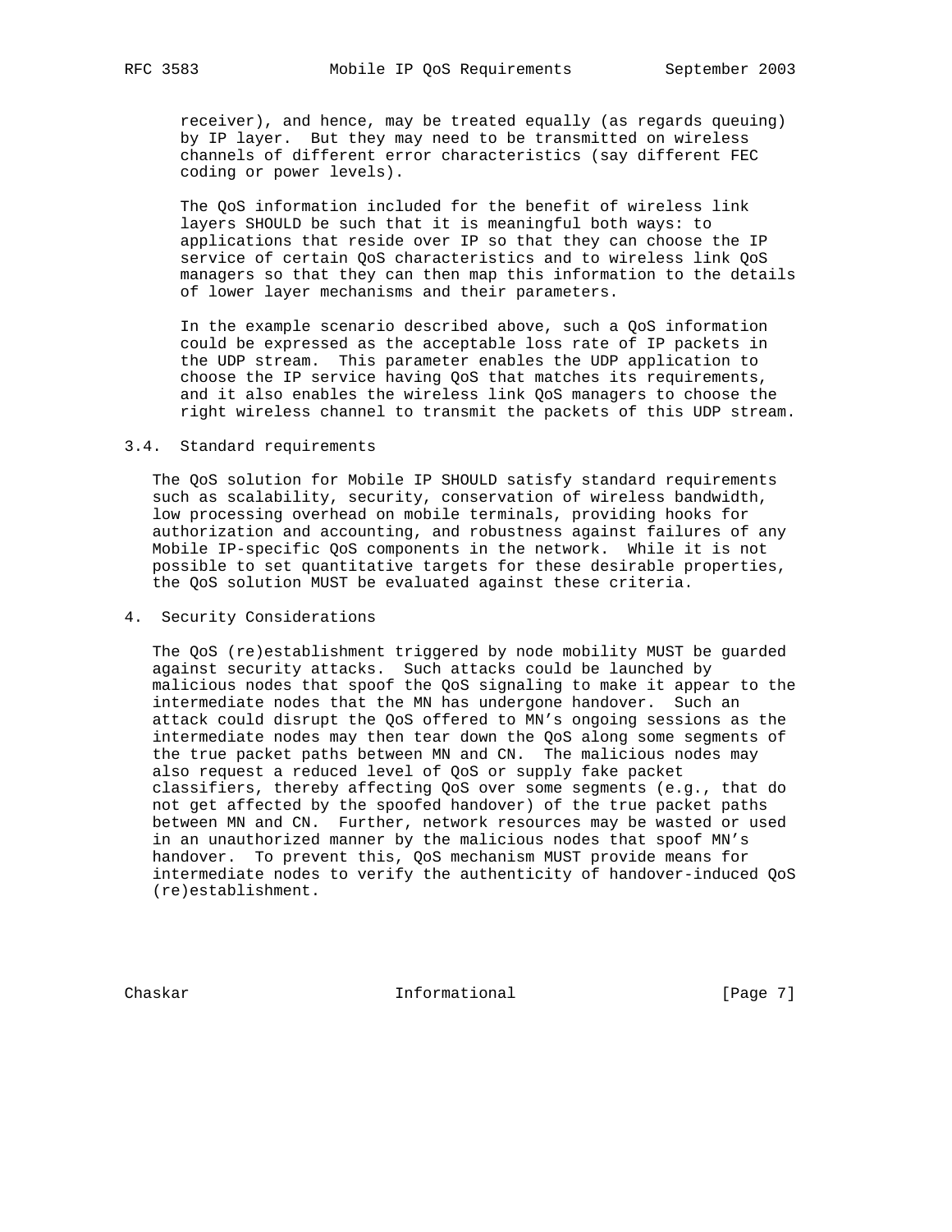receiver), and hence, may be treated equally (as regards queuing) by IP layer. But they may need to be transmitted on wireless channels of different error characteristics (say different FEC coding or power levels).

The QoS information included for the benefit of wireless link layers SHOULD be such that it is meaningful both ways: to applications that reside over IP so that they can choose the IP service of certain QoS characteristics and to wireless link QoS managers so that they can then map this information to the details of lower layer mechanisms and their parameters.

In the example scenario described above, such a QoS information could be expressed as the acceptable loss rate of IP packets in the UDP stream. This parameter enables the UDP application to choose the IP service having QoS that matches its requirements, and it also enables the wireless link QoS managers to choose the right wireless channel to transmit the packets of this UDP stream.

### 3.4. Standard requirements

The QoS solution for Mobile IP SHOULD satisfy standard requirements such as scalability, security, conservation of wireless bandwidth, low processing overhead on mobile terminals, providing hooks for authorization and accounting, and robustness against failures of any Mobile IP-specific QoS components in the network. While it is not possible to set quantitative targets for these desirable properties, the QoS solution MUST be evaluated against these criteria.

## 4. Security Considerations

The QoS (re)establishment triggered by node mobility MUST be guarded against security attacks. Such attacks could be launched by malicious nodes that spoof the QoS signaling to make it appear to the intermediate nodes that the MN has undergone handover. Such an attack could disrupt the QoS offered to MN's ongoing sessions as the intermediate nodes may then tear down the QoS along some segments of the true packet paths between MN and CN. The malicious nodes may also request a reduced level of QoS or supply fake packet classifiers, thereby affecting QoS over some segments (e.g., that do not get affected by the spoofed handover) of the true packet paths between MN and CN. Further, network resources may be wasted or used in an unauthorized manner by the malicious nodes that spoof MN's handover. To prevent this, QoS mechanism MUST provide means for intermediate nodes to verify the authenticity of handover-induced QoS (re)establishment.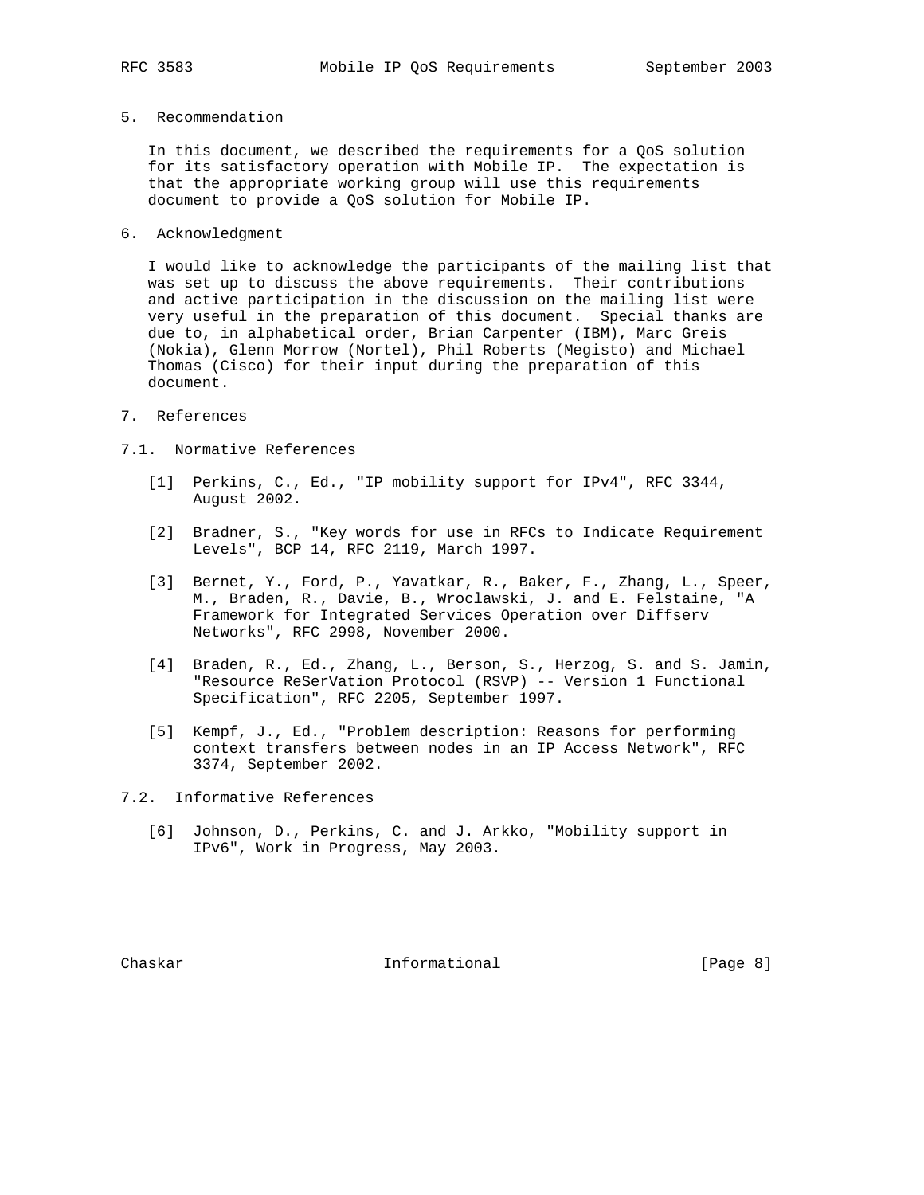## 5. Recommendation

In this document, we described the requirements for a QoS solution for its satisfactory operation with Mobile IP. The expectation is that the appropriate working group will use this requirements document to provide a QoS solution for Mobile IP.

## 6. Acknowledgment

I would like to acknowledge the participants of the mailing list that was set up to discuss the above requirements. Their contributions and active participation in the discussion on the mailing list were very useful in the preparation of this document. Special thanks are due to, in alphabetical order, Brian Carpenter (IBM), Marc Greis (Nokia), Glenn Morrow (Nortel), Phil Roberts (Megisto) and Michael Thomas (Cisco) for their input during the preparation of this document.

## 7. References

### 7.1. Normative References

[1] Perkins, C., Ed., "IP mobility support for IPv4", RFC 3344, August 2002.

[2] Bradner, S., "Key words for use in RFCs to Indicate Requirement Levels", BCP 14, RFC 2119, March 1997.

[3] Bernet, Y., Ford, P., Yavatkar, R., Baker, F., Zhang, L., Speer, M., Braden, R., Davie, B., Wroclawski, J. and E. Felstaine, "A Framework for Integrated Services Operation over Diffserv Networks", RFC 2998, November 2000.

[4] Braden, R., Ed., Zhang, L., Berson, S., Herzog, S. and S. Jamin, "Resource ReSerVation Protocol (RSVP) -- Version 1 Functional Specification", RFC 2205, September 1997.

[5] Kempf, J., Ed., "Problem description: Reasons for performing context transfers between nodes in an IP Access Network", RFC 3374, September 2002.

### 7.2. Informative References

[6] Johnson, D., Perkins, C. and J. Arkko, "Mobility support in IPv6", Work in Progress, May 2003.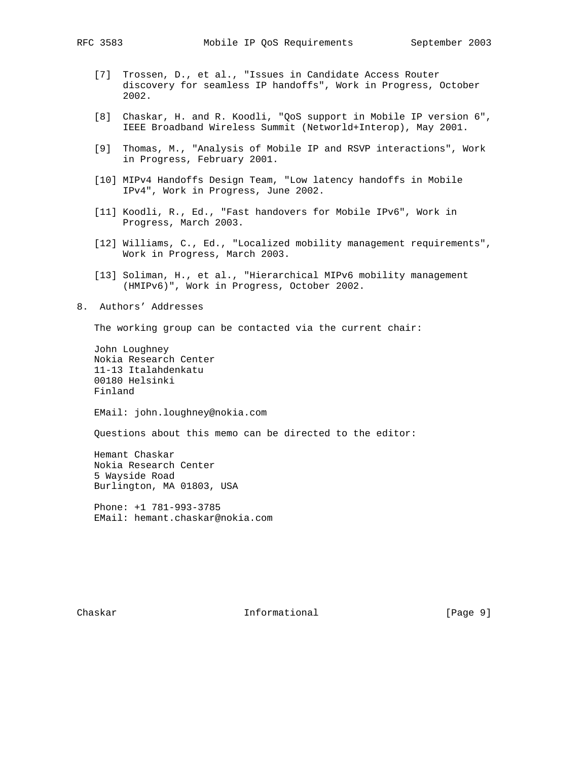[7] Trossen, D., et al., "Issues in Candidate Access Router discovery for seamless IP handoffs", Work in Progress, October 2002.

[8] Chaskar, H. and R. Koodli, "QoS support in Mobile IP version 6", IEEE Broadband Wireless Summit (Networld+Interop), May 2001.

[9] Thomas, M., "Analysis of Mobile IP and RSVP interactions", Work in Progress, February 2001.

[10] MIPv4 Handoffs Design Team, "Low latency handoffs in Mobile IPv4", Work in Progress, June 2002.

[11] Koodli, R., Ed., "Fast handovers for Mobile IPv6", Work in Progress, March 2003.

[12] Williams, C., Ed., "Localized mobility management requirements", Work in Progress, March 2003.

[13] Soliman, H., et al., "Hierarchical MIPv6 mobility management (HMIPv6)", Work in Progress, October 2002.

## 8. Authors' Addresses

The working group can be contacted via the current chair:

John Loughney
Nokia Research Center
11-13 Italahdenkatu
00180 Helsinki
Finland

EMail: john.loughney@nokia.com

Questions about this memo can be directed to the editor:

Hemant Chaskar
Nokia Research Center
5 Wayside Road
Burlington, MA 01803, USA

Phone: +1 781-993-3785
EMail: hemant.chaskar@nokia.com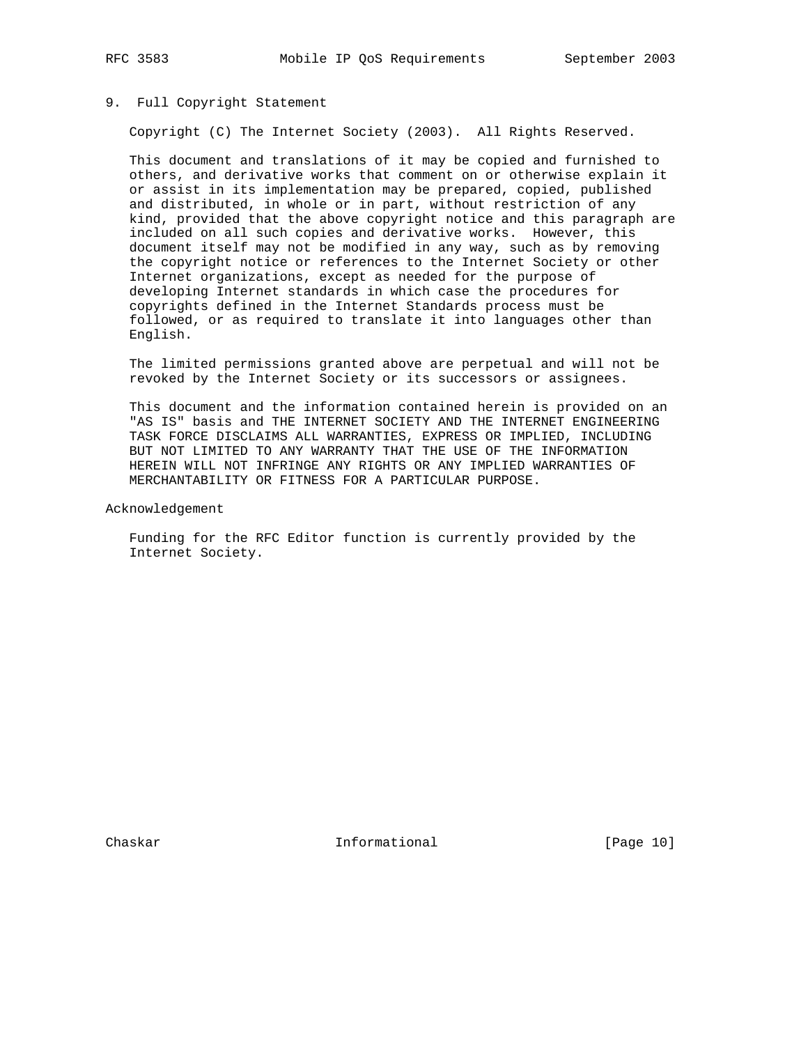## 9. Full Copyright Statement

Copyright (C) The Internet Society (2003). All Rights Reserved.

This document and translations of it may be copied and furnished to others, and derivative works that comment on or otherwise explain it or assist in its implementation may be prepared, copied, published and distributed, in whole or in part, without restriction of any kind, provided that the above copyright notice and this paragraph are included on all such copies and derivative works. However, this document itself may not be modified in any way, such as by removing the copyright notice or references to the Internet Society or other Internet organizations, except as needed for the purpose of developing Internet standards in which case the procedures for copyrights defined in the Internet Standards process must be followed, or as required to translate it into languages other than English.

The limited permissions granted above are perpetual and will not be revoked by the Internet Society or its successors or assignees.

This document and the information contained herein is provided on an "AS IS" basis and THE INTERNET SOCIETY AND THE INTERNET ENGINEERING TASK FORCE DISCLAIMS ALL WARRANTIES, EXPRESS OR IMPLIED, INCLUDING BUT NOT LIMITED TO ANY WARRANTY THAT THE USE OF THE INFORMATION HEREIN WILL NOT INFRINGE ANY RIGHTS OR ANY IMPLIED WARRANTIES OF MERCHANTABILITY OR FITNESS FOR A PARTICULAR PURPOSE.

## Acknowledgement

Funding for the RFC Editor function is currently provided by the Internet Society.